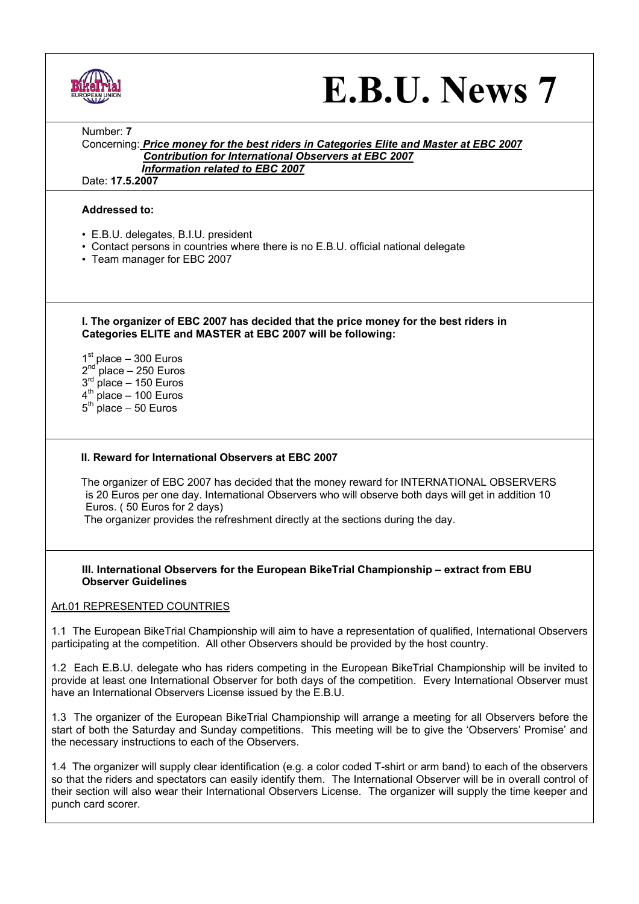# E.B.U. News 7

Number: **7**

Concerning: ***Price money for the best riders in Categories Elite and Master at EBC 2007***
***Contribution for International Observers at EBC 2007***
***Information related to EBC 2007***

Date: **17.5.2007**

**Addressed to:**

- E.B.U. delegates, B.I.U. president
- Contact persons in countries where there is no E.B.U. official national delegate
- Team manager for EBC 2007

**I. The organizer of EBC 2007 has decided that the price money for the best riders in Categories ELITE and MASTER at EBC 2007 will be following:**

1st place – 300 Euros
2nd place – 250 Euros
3rd place – 150 Euros
4th place – 100 Euros
5th place – 50 Euros

**II. Reward for International Observers at EBC 2007**

The organizer of EBC 2007 has decided that the money reward for INTERNATIONAL OBSERVERS is 20 Euros per one day. International Observers who will observe both days will get in addition 10 Euros. ( 50 Euros for 2 days)

The organizer provides the refreshment directly at the sections during the day.

**III. International Observers for the European BikeTrial Championship – extract from EBU Observer Guidelines**

Art.01 REPRESENTED COUNTRIES

1.1 The European BikeTrial Championship will aim to have a representation of qualified, International Observers participating at the competition. All other Observers should be provided by the host country.

1.2 Each E.B.U. delegate who has riders competing in the European BikeTrial Championship will be invited to provide at least one International Observer for both days of the competition. Every International Observer must have an International Observers License issued by the E.B.U.

1.3 The organizer of the European BikeTrial Championship will arrange a meeting for all Observers before the start of both the Saturday and Sunday competitions. This meeting will be to give the 'Observers' Promise' and the necessary instructions to each of the Observers.

1.4 The organizer will supply clear identification (e.g. a color coded T-shirt or arm band) to each of the observers so that the riders and spectators can easily identify them. The International Observer will be in overall control of their section will also wear their International Observers License. The organizer will supply the time keeper and punch card scorer.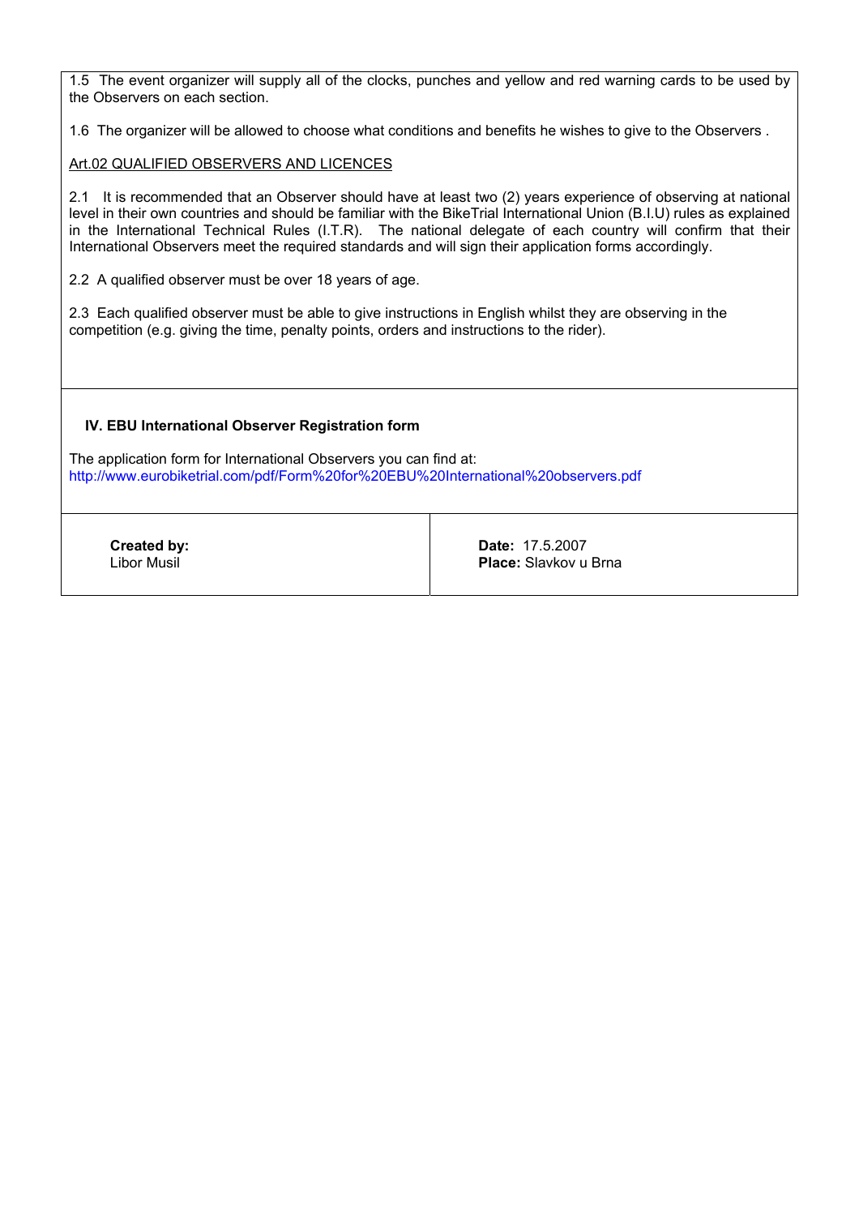1.5 The event organizer will supply all of the clocks, punches and yellow and red warning cards to be used by the Observers on each section.

1.6 The organizer will be allowed to choose what conditions and benefits he wishes to give to the Observers .

Art.02 QUALIFIED OBSERVERS AND LICENCES

2.1 It is recommended that an Observer should have at least two (2) years experience of observing at national level in their own countries and should be familiar with the BikeTrial International Union (B.I.U) rules as explained in the International Technical Rules (I.T.R). The national delegate of each country will confirm that their International Observers meet the required standards and will sign their application forms accordingly.

2.2 A qualified observer must be over 18 years of age.

2.3 Each qualified observer must be able to give instructions in English whilst they are observing in the competition (e.g. giving the time, penalty points, orders and instructions to the rider).

## IV. EBU International Observer Registration form

The application form for International Observers you can find at:
http://www.eurobiketrial.com/pdf/Form%20for%20EBU%20International%20observers.pdf

| | |
|---|---|
| **Created by:** Libor Musil | **Date:** 17.5.2007 **Place:** Slavkov u Brna |